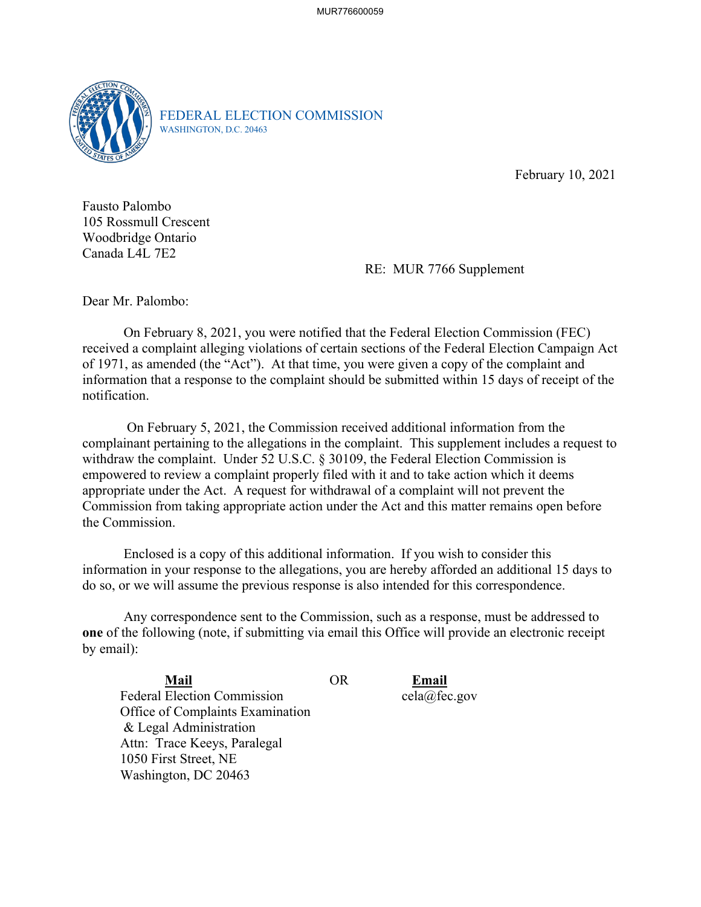FEDERAL ELECTION COMMISSION
WASHINGTON, D.C. 20463

February 10, 2021

Fausto Palombo
105 Rossmull Crescent
Woodbridge Ontario
Canada L4L 7E2

RE: MUR 7766 Supplement

Dear Mr. Palombo:

On February 8, 2021, you were notified that the Federal Election Commission (FEC) received a complaint alleging violations of certain sections of the Federal Election Campaign Act of 1971, as amended (the "Act"). At that time, you were given a copy of the complaint and information that a response to the complaint should be submitted within 15 days of receipt of the notification.

On February 5, 2021, the Commission received additional information from the complainant pertaining to the allegations in the complaint. This supplement includes a request to withdraw the complaint. Under 52 U.S.C. § 30109, the Federal Election Commission is empowered to review a complaint properly filed with it and to take action which it deems appropriate under the Act. A request for withdrawal of a complaint will not prevent the Commission from taking appropriate action under the Act and this matter remains open before the Commission.

Enclosed is a copy of this additional information. If you wish to consider this information in your response to the allegations, you are hereby afforded an additional 15 days to do so, or we will assume the previous response is also intended for this correspondence.

Any correspondence sent to the Commission, such as a response, must be addressed to **one** of the following (note, if submitting via email this Office will provide an electronic receipt by email):

| **Mail** | | **Email** |
|---|---|---|
| Federal Election Commission<br>Office of Complaints Examination<br>& Legal Administration<br>Attn: Trace Keeys, Paralegal<br>1050 First Street, NE<br>Washington, DC 20463 | OR | cela@fec.gov |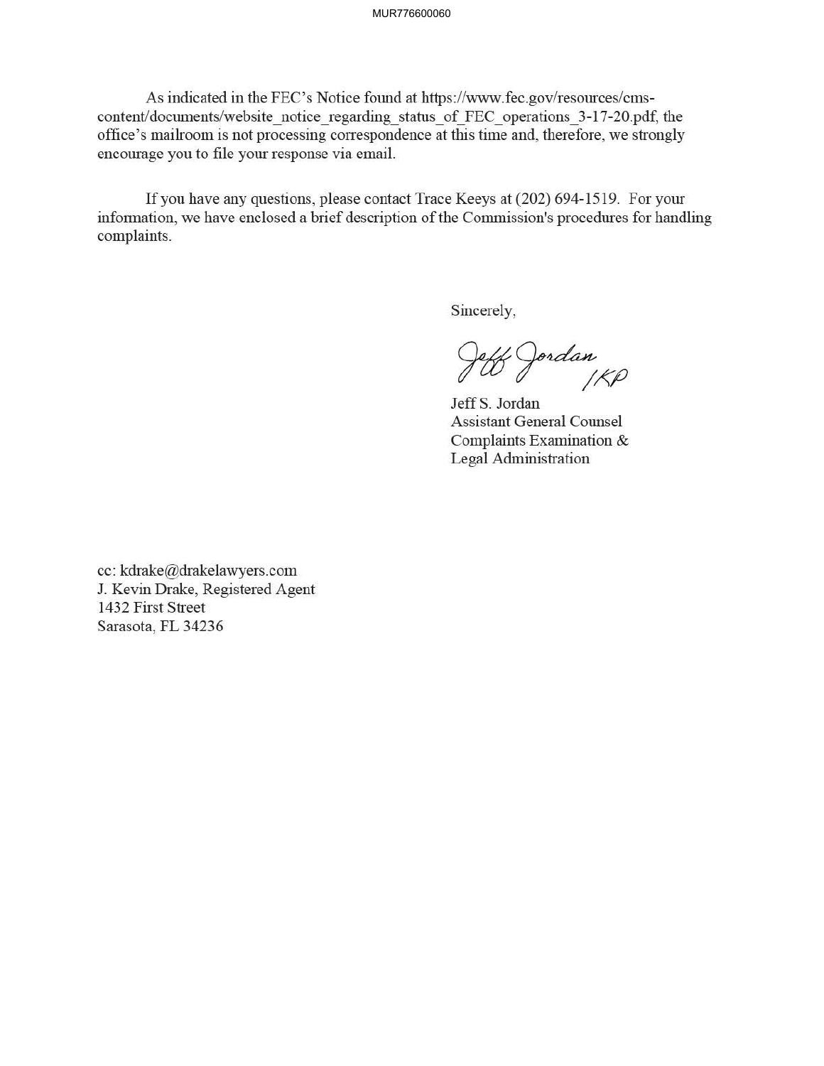As indicated in the FEC's Notice found at https://www.fec.gov/resources/cms-content/documents/website_notice_regarding_status_of_FEC_operations_3-17-20.pdf, the office's mailroom is not processing correspondence at this time and, therefore, we strongly encourage you to file your response via email.

If you have any questions, please contact Trace Keeys at (202) 694-1519. For your information, we have enclosed a brief description of the Commission's procedures for handling complaints.

Sincerely,

Jeff Jordan /KP

Jeff S. Jordan
Assistant General Counsel
Complaints Examination &
Legal Administration

cc: kdrake@drakelawyers.com
J. Kevin Drake, Registered Agent
1432 First Street
Sarasota, FL 34236